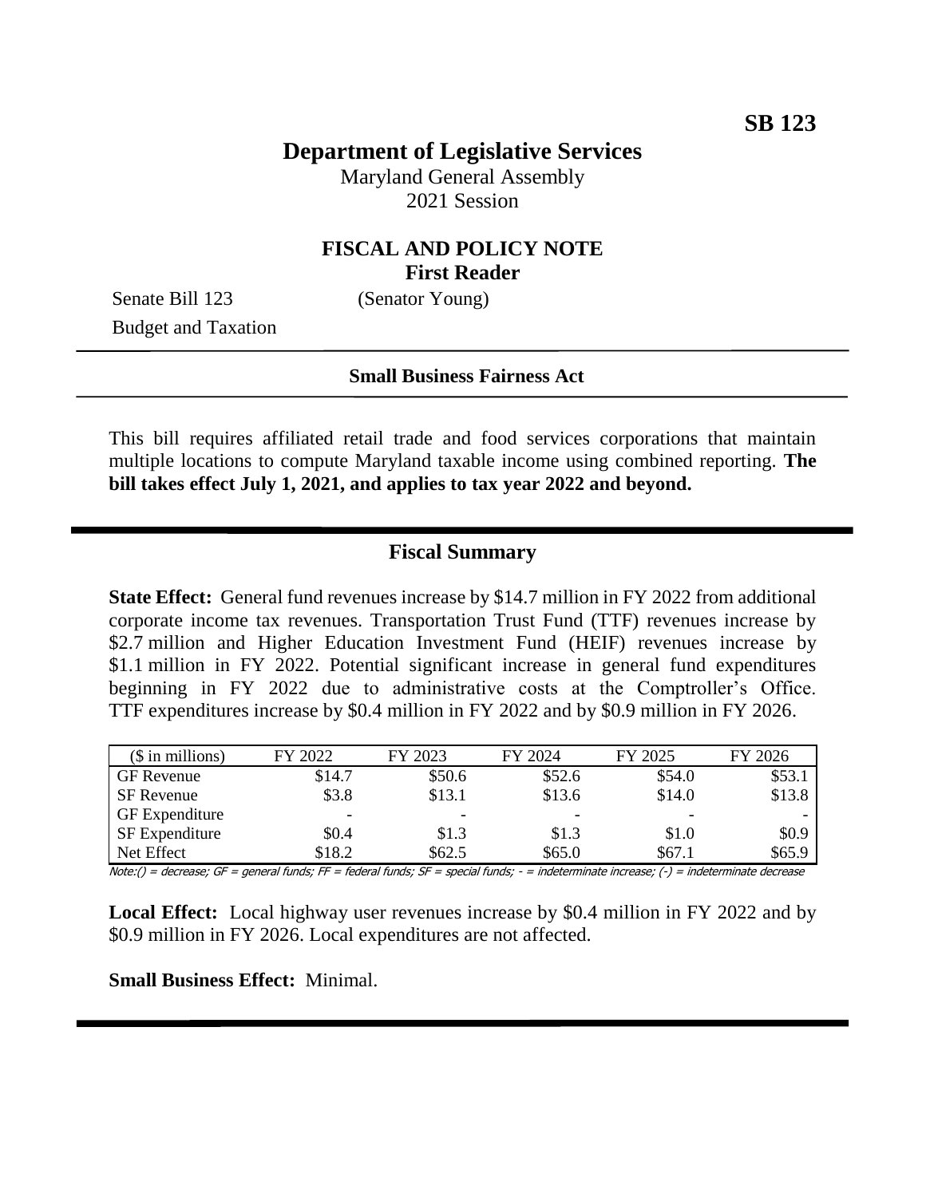**SB 123**

# Department of Legislative Services

Maryland General Assembly
2021 Session

## FISCAL AND POLICY NOTE
**First Reader**

Senate Bill 123 (Senator Young)
Budget and Taxation

**Small Business Fairness Act**

This bill requires affiliated retail trade and food services corporations that maintain multiple locations to compute Maryland taxable income using combined reporting. **The bill takes effect July 1, 2021, and applies to tax year 2022 and beyond.**

## Fiscal Summary

**State Effect:** General fund revenues increase by $14.7 million in FY 2022 from additional corporate income tax revenues. Transportation Trust Fund (TTF) revenues increase by $2.7 million and Higher Education Investment Fund (HEIF) revenues increase by $1.1 million in FY 2022. Potential significant increase in general fund expenditures beginning in FY 2022 due to administrative costs at the Comptroller's Office. TTF expenditures increase by $0.4 million in FY 2022 and by $0.9 million in FY 2026.

| ($ in millions) | FY 2022 | FY 2023 | FY 2024 | FY 2025 | FY 2026 |
|---|---|---|---|---|---|
| GF Revenue | $14.7 | $50.6 | $52.6 | $54.0 | $53.1 |
| SF Revenue | $3.8 | $13.1 | $13.6 | $14.0 | $13.8 |
| GF Expenditure | - | - | - | - | - |
| SF Expenditure | $0.4 | $1.3 | $1.3 | $1.0 | $0.9 |
| Net Effect | $18.2 | $62.5 | $65.0 | $67.1 | $65.9 |

Note:() = decrease; GF = general funds; FF = federal funds; SF = special funds; - = indeterminate increase; (-) = indeterminate decrease

**Local Effect:** Local highway user revenues increase by $0.4 million in FY 2022 and by $0.9 million in FY 2026. Local expenditures are not affected.

**Small Business Effect:** Minimal.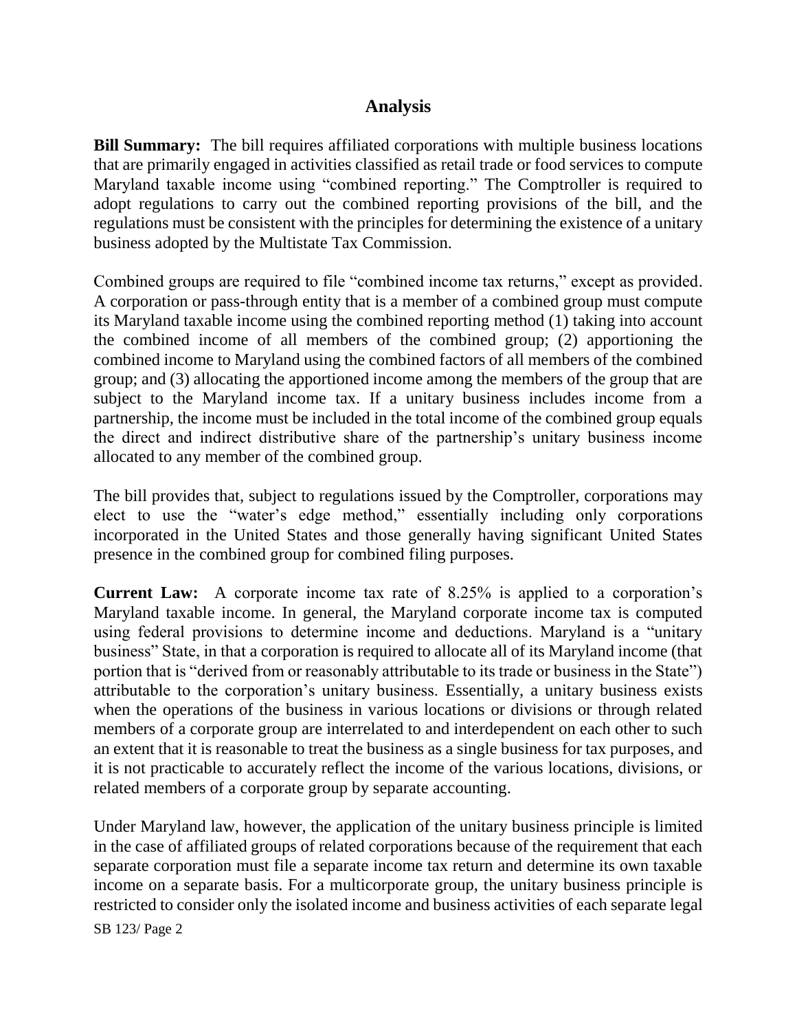## Analysis

**Bill Summary:** The bill requires affiliated corporations with multiple business locations that are primarily engaged in activities classified as retail trade or food services to compute Maryland taxable income using "combined reporting." The Comptroller is required to adopt regulations to carry out the combined reporting provisions of the bill, and the regulations must be consistent with the principles for determining the existence of a unitary business adopted by the Multistate Tax Commission.

Combined groups are required to file "combined income tax returns," except as provided. A corporation or pass-through entity that is a member of a combined group must compute its Maryland taxable income using the combined reporting method (1) taking into account the combined income of all members of the combined group; (2) apportioning the combined income to Maryland using the combined factors of all members of the combined group; and (3) allocating the apportioned income among the members of the group that are subject to the Maryland income tax. If a unitary business includes income from a partnership, the income must be included in the total income of the combined group equals the direct and indirect distributive share of the partnership's unitary business income allocated to any member of the combined group.

The bill provides that, subject to regulations issued by the Comptroller, corporations may elect to use the "water's edge method," essentially including only corporations incorporated in the United States and those generally having significant United States presence in the combined group for combined filing purposes.

**Current Law:** A corporate income tax rate of 8.25% is applied to a corporation's Maryland taxable income. In general, the Maryland corporate income tax is computed using federal provisions to determine income and deductions. Maryland is a "unitary business" State, in that a corporation is required to allocate all of its Maryland income (that portion that is "derived from or reasonably attributable to its trade or business in the State") attributable to the corporation's unitary business. Essentially, a unitary business exists when the operations of the business in various locations or divisions or through related members of a corporate group are interrelated to and interdependent on each other to such an extent that it is reasonable to treat the business as a single business for tax purposes, and it is not practicable to accurately reflect the income of the various locations, divisions, or related members of a corporate group by separate accounting.

Under Maryland law, however, the application of the unitary business principle is limited in the case of affiliated groups of related corporations because of the requirement that each separate corporation must file a separate income tax return and determine its own taxable income on a separate basis. For a multicorporate group, the unitary business principle is restricted to consider only the isolated income and business activities of each separate legal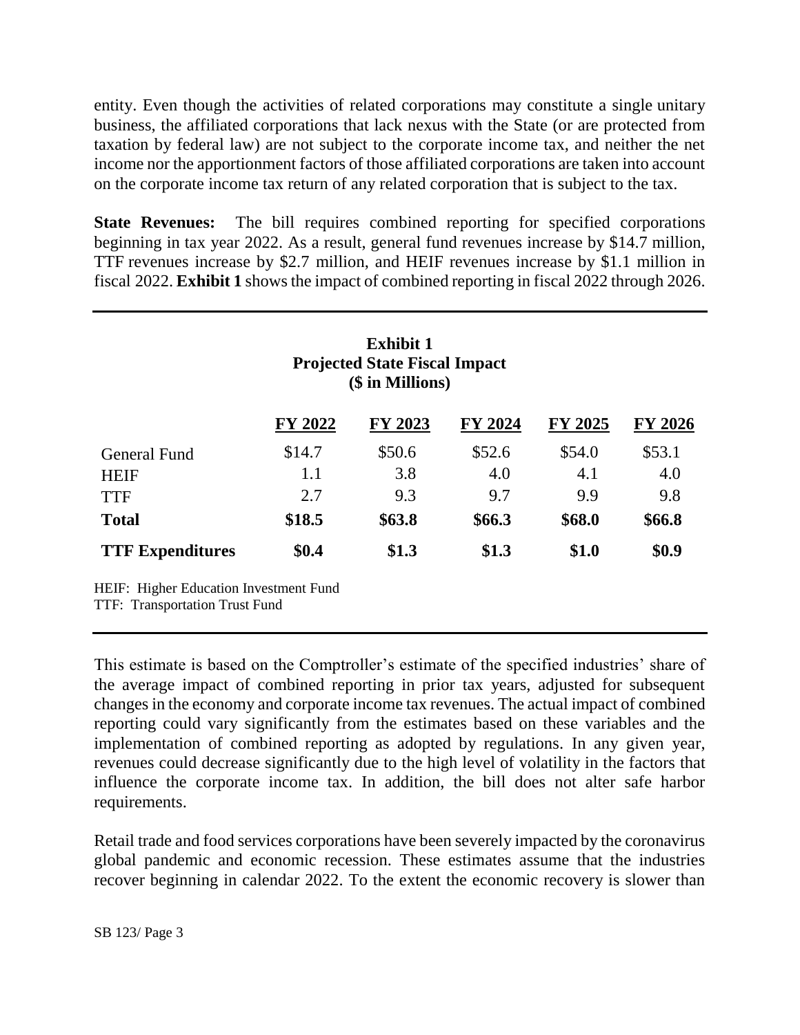entity. Even though the activities of related corporations may constitute a single unitary business, the affiliated corporations that lack nexus with the State (or are protected from taxation by federal law) are not subject to the corporate income tax, and neither the net income nor the apportionment factors of those affiliated corporations are taken into account on the corporate income tax return of any related corporation that is subject to the tax.

**State Revenues:** The bill requires combined reporting for specified corporations beginning in tax year 2022. As a result, general fund revenues increase by $14.7 million, TTF revenues increase by $2.7 million, and HEIF revenues increase by $1.1 million in fiscal 2022. **Exhibit 1** shows the impact of combined reporting in fiscal 2022 through 2026.

**Exhibit 1**
**Projected State Fiscal Impact**
**($ in Millions)**

| | FY 2022 | FY 2023 | FY 2024 | FY 2025 | FY 2026 |
|---|---|---|---|---|---|
| General Fund | $14.7 | $50.6 | $52.6 | $54.0 | $53.1 |
| HEIF | 1.1 | 3.8 | 4.0 | 4.1 | 4.0 |
| TTF | 2.7 | 9.3 | 9.7 | 9.9 | 9.8 |
| **Total** | **$18.5** | **$63.8** | **$66.3** | **$68.0** | **$66.8** |
| **TTF Expenditures** | **$0.4** | **$1.3** | **$1.3** | **$1.0** | **$0.9** |

HEIF: Higher Education Investment Fund
TTF: Transportation Trust Fund

This estimate is based on the Comptroller's estimate of the specified industries' share of the average impact of combined reporting in prior tax years, adjusted for subsequent changes in the economy and corporate income tax revenues. The actual impact of combined reporting could vary significantly from the estimates based on these variables and the implementation of combined reporting as adopted by regulations. In any given year, revenues could decrease significantly due to the high level of volatility in the factors that influence the corporate income tax. In addition, the bill does not alter safe harbor requirements.

Retail trade and food services corporations have been severely impacted by the coronavirus global pandemic and economic recession. These estimates assume that the industries recover beginning in calendar 2022. To the extent the economic recovery is slower than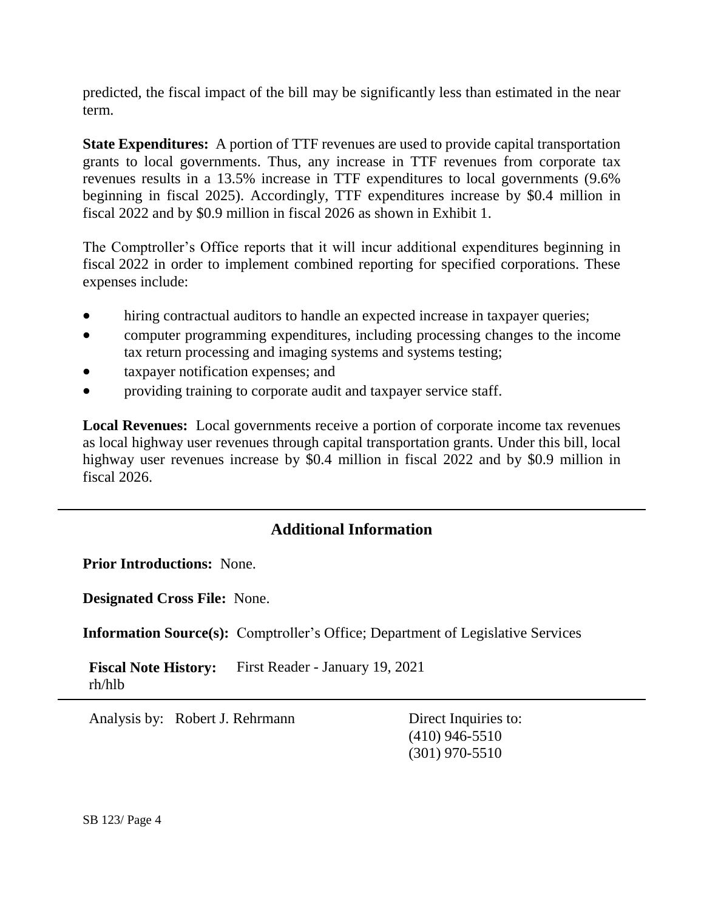predicted, the fiscal impact of the bill may be significantly less than estimated in the near term.

**State Expenditures:** A portion of TTF revenues are used to provide capital transportation grants to local governments. Thus, any increase in TTF revenues from corporate tax revenues results in a 13.5% increase in TTF expenditures to local governments (9.6% beginning in fiscal 2025). Accordingly, TTF expenditures increase by $0.4 million in fiscal 2022 and by $0.9 million in fiscal 2026 as shown in Exhibit 1.

The Comptroller's Office reports that it will incur additional expenditures beginning in fiscal 2022 in order to implement combined reporting for specified corporations. These expenses include:

- hiring contractual auditors to handle an expected increase in taxpayer queries;
- computer programming expenditures, including processing changes to the income tax return processing and imaging systems and systems testing;
- taxpayer notification expenses; and
- providing training to corporate audit and taxpayer service staff.

**Local Revenues:** Local governments receive a portion of corporate income tax revenues as local highway user revenues through capital transportation grants. Under this bill, local highway user revenues increase by $0.4 million in fiscal 2022 and by $0.9 million in fiscal 2026.

## Additional Information

**Prior Introductions:** None.

**Designated Cross File:** None.

**Information Source(s):** Comptroller's Office; Department of Legislative Services

**Fiscal Note History:** First Reader - January 19, 2021
rh/hlb

Analysis by: Robert J. Rehrmann

Direct Inquiries to:
(410) 946-5510
(301) 970-5510